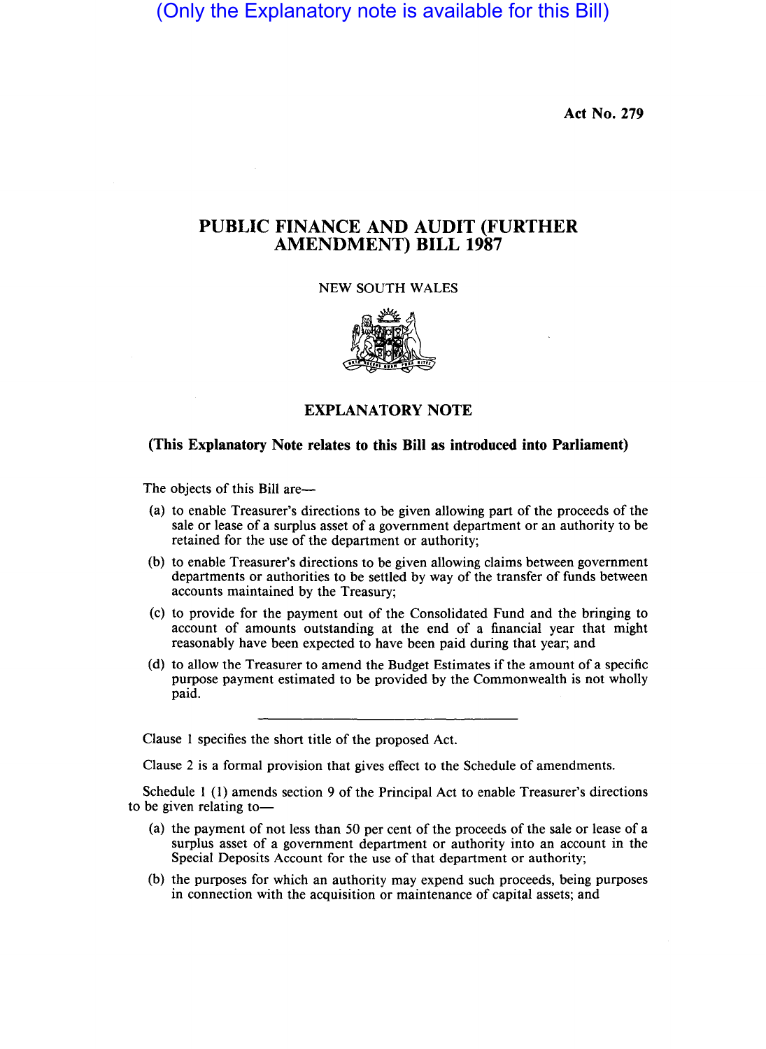(Only the Explanatory note is available for this Bill)

Act No. 279

# PUBLIC FINANCE AND AUDIT (FURTHER AMENDMENT) BILL 1987

NEW SOUTH WALES

## EXPLANATORY NOTE

**(This Explanatory Note relates to this Bill as introduced into Parliament)**

The objects of this Bill are—

(a) to enable Treasurer's directions to be given allowing part of the proceeds of the sale or lease of a surplus asset of a government department or an authority to be retained for the use of the department or authority;

(b) to enable Treasurer's directions to be given allowing claims between government departments or authorities to be settled by way of the transfer of funds between accounts maintained by the Treasury;

(c) to provide for the payment out of the Consolidated Fund and the bringing to account of amounts outstanding at the end of a financial year that might reasonably have been expected to have been paid during that year; and

(d) to allow the Treasurer to amend the Budget Estimates if the amount of a specific purpose payment estimated to be provided by the Commonwealth is not wholly paid.

---

Clause 1 specifies the short title of the proposed Act.

Clause 2 is a formal provision that gives effect to the Schedule of amendments.

Schedule 1 (1) amends section 9 of the Principal Act to enable Treasurer's directions to be given relating to—

(a) the payment of not less than 50 per cent of the proceeds of the sale or lease of a surplus asset of a government department or authority into an account in the Special Deposits Account for the use of that department or authority;

(b) the purposes for which an authority may expend such proceeds, being purposes in connection with the acquisition or maintenance of capital assets; and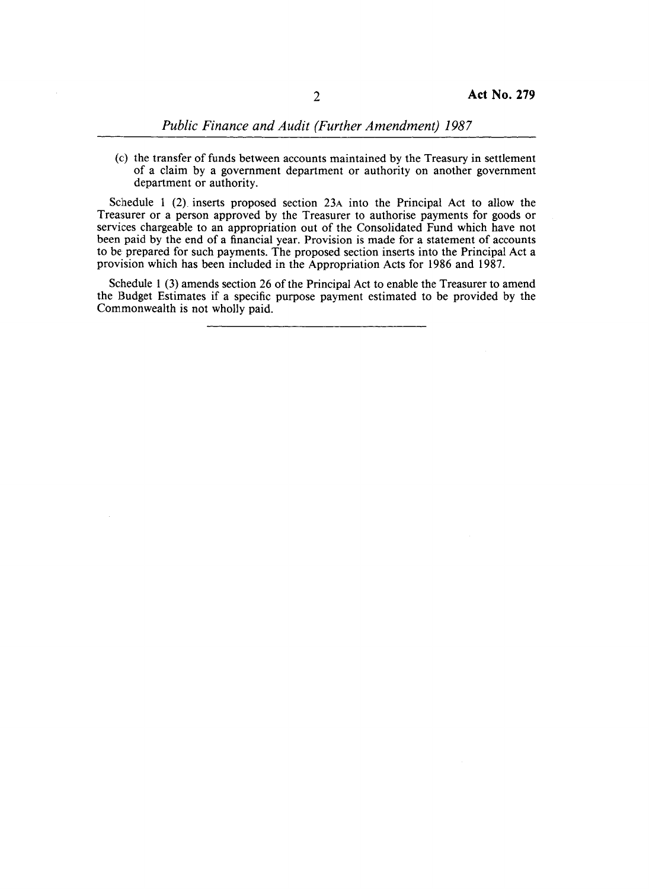(c) the transfer of funds between accounts maintained by the Treasury in settlement of a claim by a government department or authority on another government department or authority.

Schedule 1 (2) inserts proposed section 23A into the Principal Act to allow the Treasurer or a person approved by the Treasurer to authorise payments for goods or services chargeable to an appropriation out of the Consolidated Fund which have not been paid by the end of a financial year. Provision is made for a statement of accounts to be prepared for such payments. The proposed section inserts into the Principal Act a provision which has been included in the Appropriation Acts for 1986 and 1987.

Schedule 1 (3) amends section 26 of the Principal Act to enable the Treasurer to amend the Budget Estimates if a specific purpose payment estimated to be provided by the Commonwealth is not wholly paid.